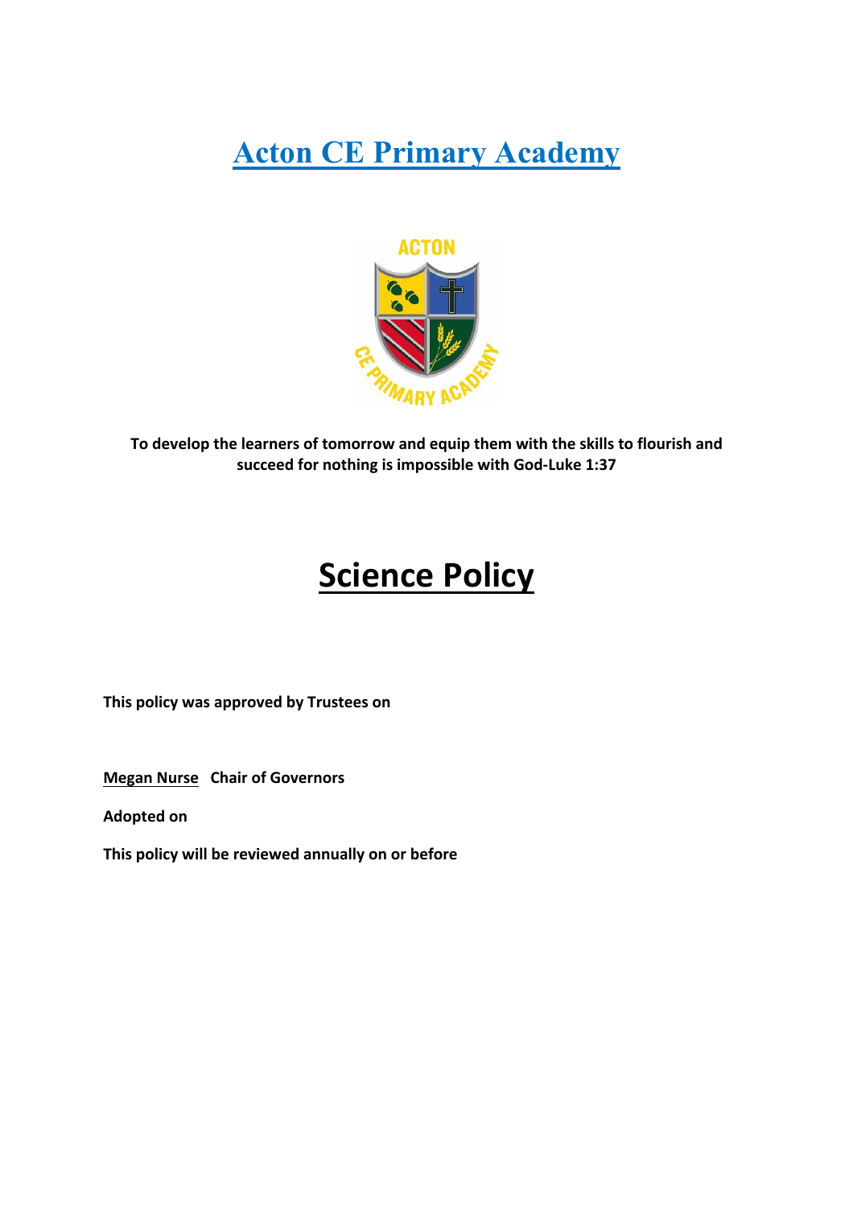# Acton CE Primary Academy

**To develop the learners of tomorrow and equip them with the skills to flourish and succeed for nothing is impossible with God-Luke 1:37**

# Science Policy

**This policy was approved by Trustees on**

**Megan Nurse Chair of Governors**

**Adopted on**

**This policy will be reviewed annually on or before**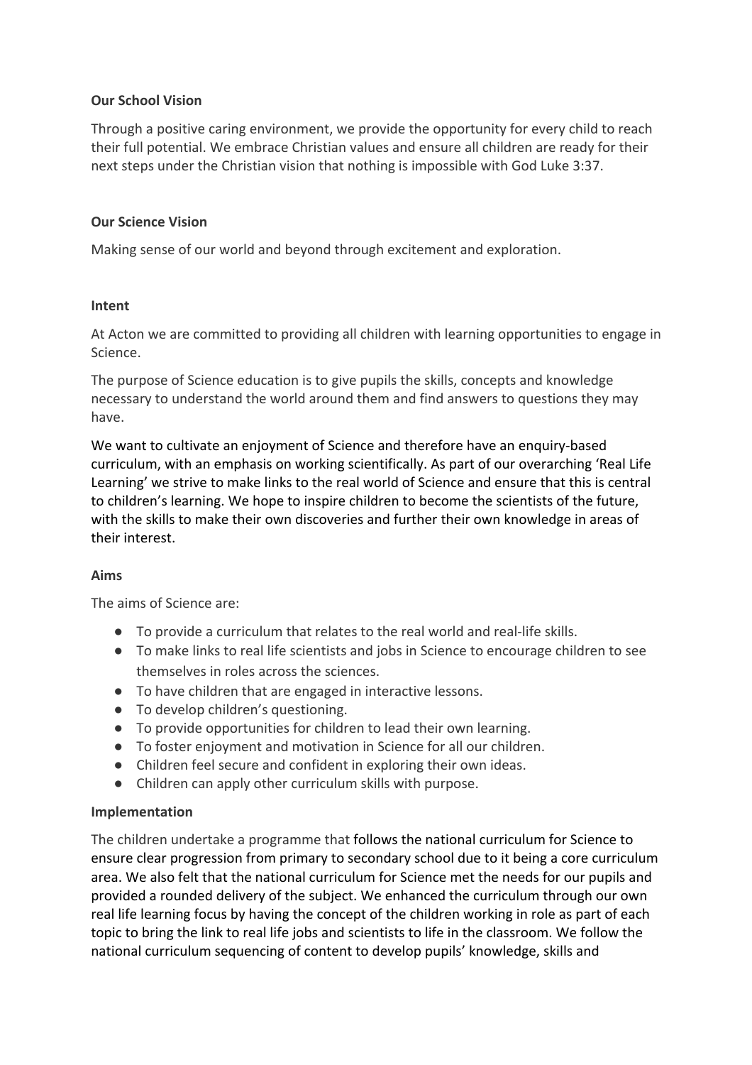**Our School Vision**

Through a positive caring environment, we provide the opportunity for every child to reach their full potential. We embrace Christian values and ensure all children are ready for their next steps under the Christian vision that nothing is impossible with God Luke 3:37.

**Our Science Vision**

Making sense of our world and beyond through excitement and exploration.

**Intent**

At Acton we are committed to providing all children with learning opportunities to engage in Science.

The purpose of Science education is to give pupils the skills, concepts and knowledge necessary to understand the world around them and find answers to questions they may have.

We want to cultivate an enjoyment of Science and therefore have an enquiry-based curriculum, with an emphasis on working scientifically. As part of our overarching 'Real Life Learning' we strive to make links to the real world of Science and ensure that this is central to children's learning. We hope to inspire children to become the scientists of the future, with the skills to make their own discoveries and further their own knowledge in areas of their interest.

**Aims**

The aims of Science are:

- To provide a curriculum that relates to the real world and real-life skills.
- To make links to real life scientists and jobs in Science to encourage children to see themselves in roles across the sciences.
- To have children that are engaged in interactive lessons.
- To develop children's questioning.
- To provide opportunities for children to lead their own learning.
- To foster enjoyment and motivation in Science for all our children.
- Children feel secure and confident in exploring their own ideas.
- Children can apply other curriculum skills with purpose.

**Implementation**

The children undertake a programme that follows the national curriculum for Science to ensure clear progression from primary to secondary school due to it being a core curriculum area. We also felt that the national curriculum for Science met the needs for our pupils and provided a rounded delivery of the subject. We enhanced the curriculum through our own real life learning focus by having the concept of the children working in role as part of each topic to bring the link to real life jobs and scientists to life in the classroom. We follow the national curriculum sequencing of content to develop pupils' knowledge, skills and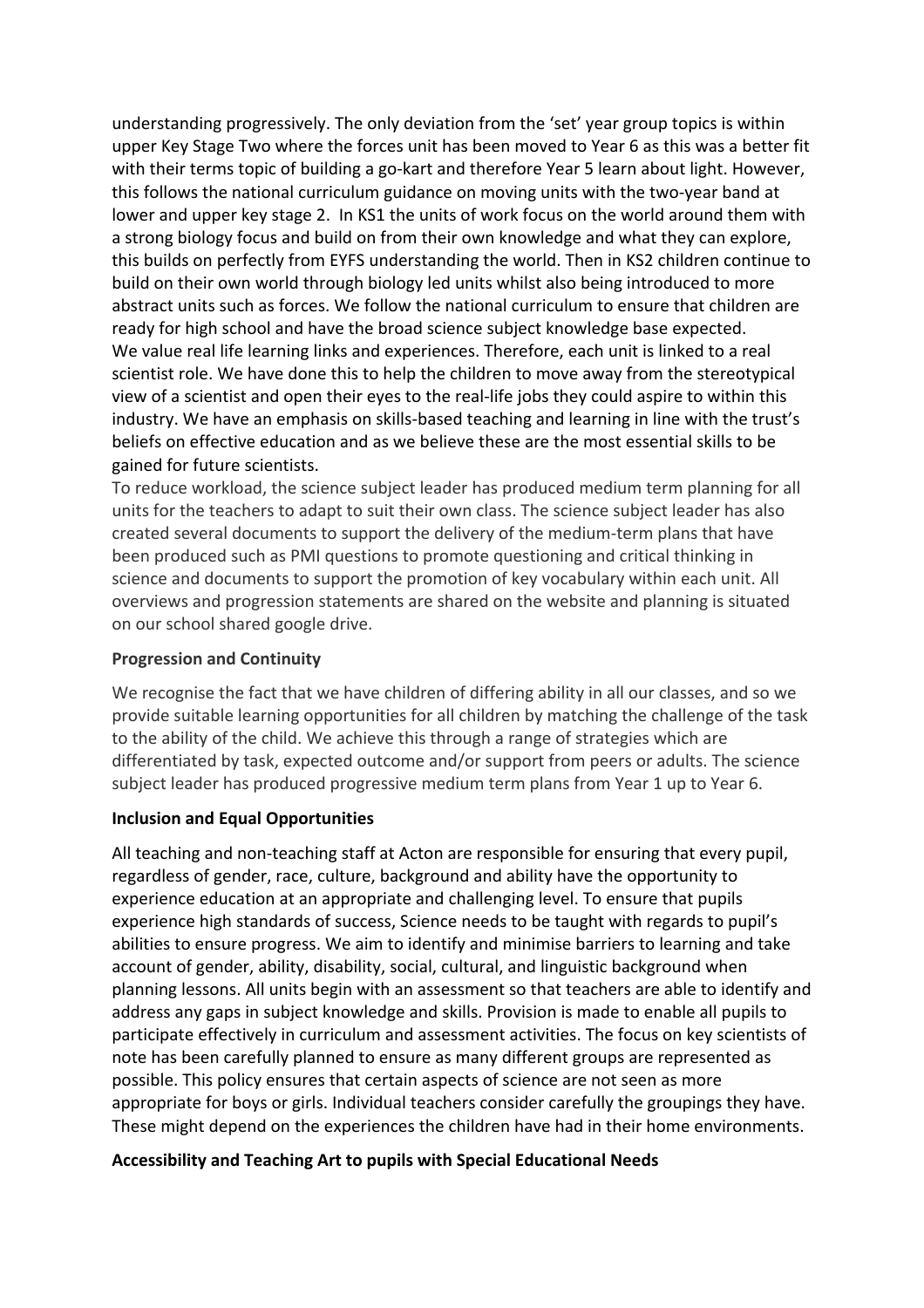understanding progressively. The only deviation from the 'set' year group topics is within upper Key Stage Two where the forces unit has been moved to Year 6 as this was a better fit with their terms topic of building a go-kart and therefore Year 5 learn about light. However, this follows the national curriculum guidance on moving units with the two-year band at lower and upper key stage 2. In KS1 the units of work focus on the world around them with a strong biology focus and build on from their own knowledge and what they can explore, this builds on perfectly from EYFS understanding the world. Then in KS2 children continue to build on their own world through biology led units whilst also being introduced to more abstract units such as forces. We follow the national curriculum to ensure that children are ready for high school and have the broad science subject knowledge base expected.
We value real life learning links and experiences. Therefore, each unit is linked to a real scientist role. We have done this to help the children to move away from the stereotypical view of a scientist and open their eyes to the real-life jobs they could aspire to within this industry. We have an emphasis on skills-based teaching and learning in line with the trust's beliefs on effective education and as we believe these are the most essential skills to be gained for future scientists.
To reduce workload, the science subject leader has produced medium term planning for all units for the teachers to adapt to suit their own class. The science subject leader has also created several documents to support the delivery of the medium-term plans that have been produced such as PMI questions to promote questioning and critical thinking in science and documents to support the promotion of key vocabulary within each unit. All overviews and progression statements are shared on the website and planning is situated on our school shared google drive.

**Progression and Continuity**

We recognise the fact that we have children of differing ability in all our classes, and so we provide suitable learning opportunities for all children by matching the challenge of the task to the ability of the child. We achieve this through a range of strategies which are differentiated by task, expected outcome and/or support from peers or adults. The science subject leader has produced progressive medium term plans from Year 1 up to Year 6.

**Inclusion and Equal Opportunities**

All teaching and non-teaching staff at Acton are responsible for ensuring that every pupil, regardless of gender, race, culture, background and ability have the opportunity to experience education at an appropriate and challenging level. To ensure that pupils experience high standards of success, Science needs to be taught with regards to pupil's abilities to ensure progress. We aim to identify and minimise barriers to learning and take account of gender, ability, disability, social, cultural, and linguistic background when planning lessons. All units begin with an assessment so that teachers are able to identify and address any gaps in subject knowledge and skills. Provision is made to enable all pupils to participate effectively in curriculum and assessment activities. The focus on key scientists of note has been carefully planned to ensure as many different groups are represented as possible. This policy ensures that certain aspects of science are not seen as more appropriate for boys or girls. Individual teachers consider carefully the groupings they have. These might depend on the experiences the children have had in their home environments.

**Accessibility and Teaching Art to pupils with Special Educational Needs**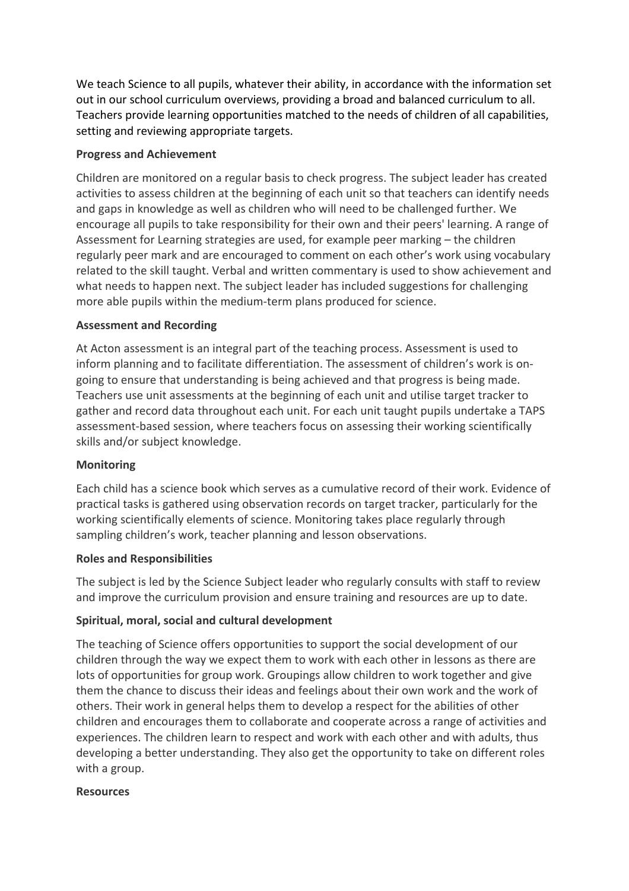We teach Science to all pupils, whatever their ability, in accordance with the information set out in our school curriculum overviews, providing a broad and balanced curriculum to all. Teachers provide learning opportunities matched to the needs of children of all capabilities, setting and reviewing appropriate targets.

**Progress and Achievement**

Children are monitored on a regular basis to check progress. The subject leader has created activities to assess children at the beginning of each unit so that teachers can identify needs and gaps in knowledge as well as children who will need to be challenged further. We encourage all pupils to take responsibility for their own and their peers' learning. A range of Assessment for Learning strategies are used, for example peer marking – the children regularly peer mark and are encouraged to comment on each other's work using vocabulary related to the skill taught. Verbal and written commentary is used to show achievement and what needs to happen next. The subject leader has included suggestions for challenging more able pupils within the medium-term plans produced for science.

**Assessment and Recording**

At Acton assessment is an integral part of the teaching process. Assessment is used to inform planning and to facilitate differentiation. The assessment of children's work is on-going to ensure that understanding is being achieved and that progress is being made. Teachers use unit assessments at the beginning of each unit and utilise target tracker to gather and record data throughout each unit. For each unit taught pupils undertake a TAPS assessment-based session, where teachers focus on assessing their working scientifically skills and/or subject knowledge.

**Monitoring**

Each child has a science book which serves as a cumulative record of their work. Evidence of practical tasks is gathered using observation records on target tracker, particularly for the working scientifically elements of science. Monitoring takes place regularly through sampling children's work, teacher planning and lesson observations.

**Roles and Responsibilities**

The subject is led by the Science Subject leader who regularly consults with staff to review and improve the curriculum provision and ensure training and resources are up to date.

**Spiritual, moral, social and cultural development**

The teaching of Science offers opportunities to support the social development of our children through the way we expect them to work with each other in lessons as there are lots of opportunities for group work. Groupings allow children to work together and give them the chance to discuss their ideas and feelings about their own work and the work of others. Their work in general helps them to develop a respect for the abilities of other children and encourages them to collaborate and cooperate across a range of activities and experiences. The children learn to respect and work with each other and with adults, thus developing a better understanding. They also get the opportunity to take on different roles with a group.

**Resources**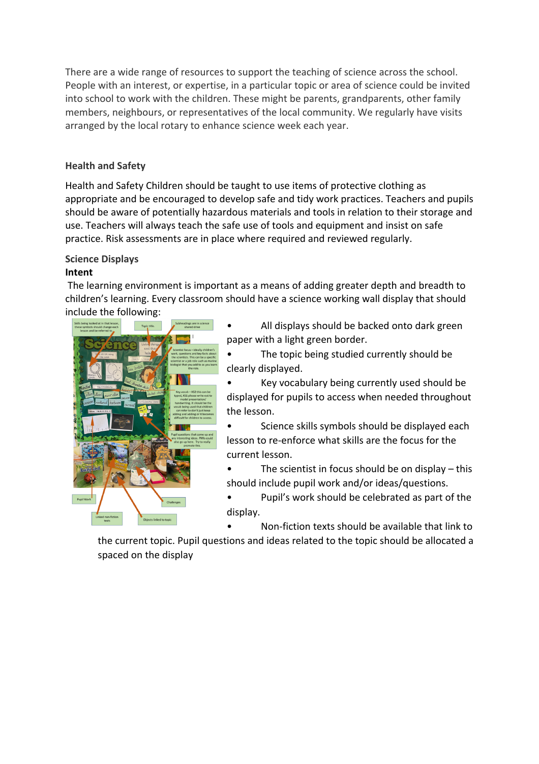There are a wide range of resources to support the teaching of science across the school. People with an interest, or expertise, in a particular topic or area of science could be invited into school to work with the children. These might be parents, grandparents, other family members, neighbours, or representatives of the local community. We regularly have visits arranged by the local rotary to enhance science week each year.

## Health and Safety

Health and Safety Children should be taught to use items of protective clothing as appropriate and be encouraged to develop safe and tidy work practices. Teachers and pupils should be aware of potentially hazardous materials and tools in relation to their storage and use. Teachers will always teach the safe use of tools and equipment and insist on safe practice. Risk assessments are in place where required and reviewed regularly.

## Science Displays

**Intent**

The learning environment is important as a means of adding greater depth and breadth to children's learning. Every classroom should have a science working wall display that should include the following:

- All displays should be backed onto dark green paper with a light green border.
- The topic being studied currently should be clearly displayed.
- Key vocabulary being currently used should be displayed for pupils to access when needed throughout the lesson.
- Science skills symbols should be displayed each lesson to re-enforce what skills are the focus for the current lesson.
- The scientist in focus should be on display – this should include pupil work and/or ideas/questions.
- Pupil's work should be celebrated as part of the display.
- Non-fiction texts should be available that link to the current topic. Pupil questions and ideas related to the topic should be allocated a spaced on the display